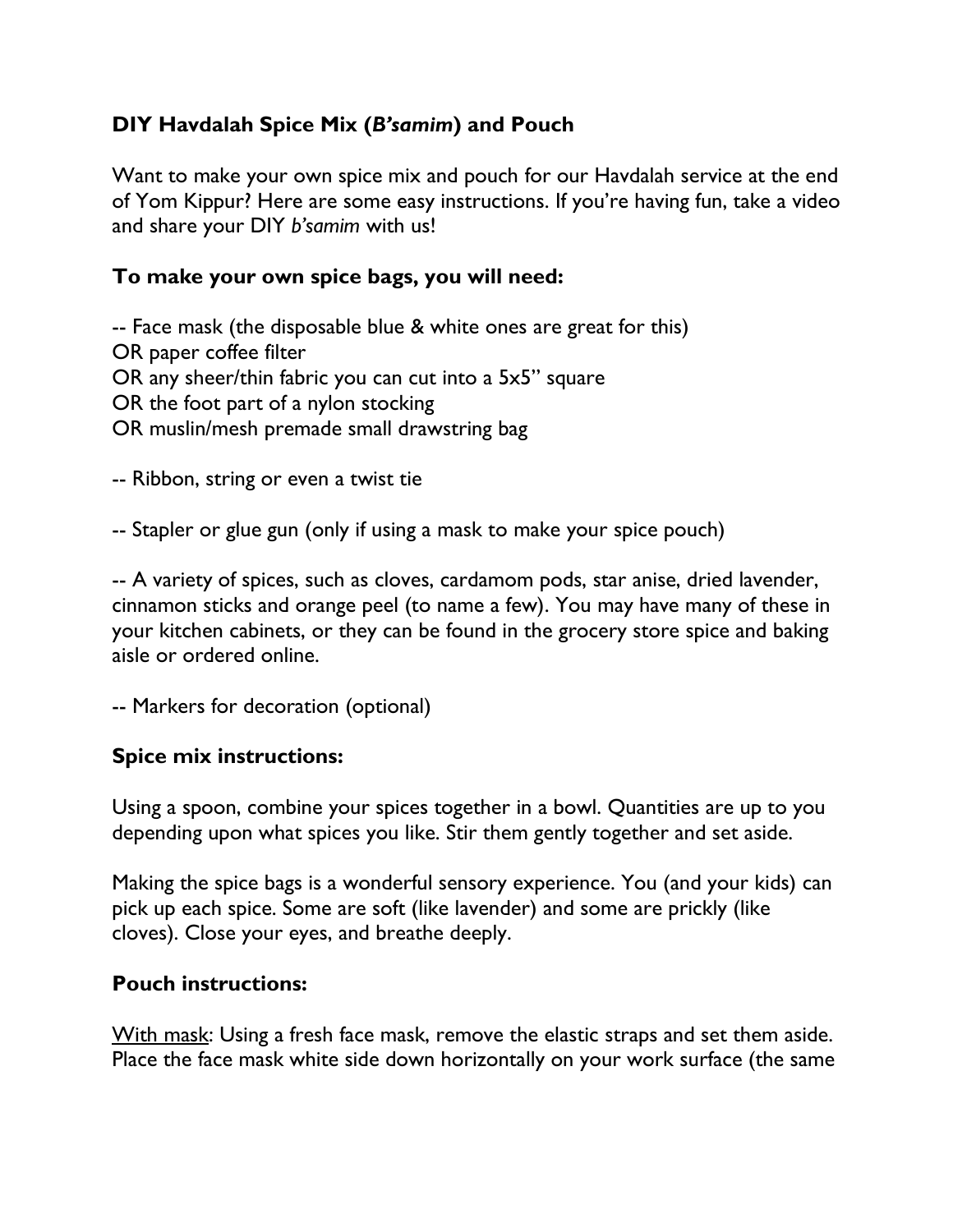## DIY Havdalah Spice Mix (*B'samim*) and Pouch

Want to make your own spice mix and pouch for our Havdalah service at the end of Yom Kippur? Here are some easy instructions. If you're having fun, take a video and share your DIY *b'samim* with us!

### To make your own spice bags, you will need:

-- Face mask (the disposable blue & white ones are great for this)
OR paper coffee filter
OR any sheer/thin fabric you can cut into a 5x5" square
OR the foot part of a nylon stocking
OR muslin/mesh premade small drawstring bag

-- Ribbon, string or even a twist tie

-- Stapler or glue gun (only if using a mask to make your spice pouch)

-- A variety of spices, such as cloves, cardamom pods, star anise, dried lavender, cinnamon sticks and orange peel (to name a few). You may have many of these in your kitchen cabinets, or they can be found in the grocery store spice and baking aisle or ordered online.

-- Markers for decoration (optional)

### Spice mix instructions:

Using a spoon, combine your spices together in a bowl. Quantities are up to you depending upon what spices you like. Stir them gently together and set aside.

Making the spice bags is a wonderful sensory experience. You (and your kids) can pick up each spice. Some are soft (like lavender) and some are prickly (like cloves). Close your eyes, and breathe deeply.

### Pouch instructions:

<u>With mask</u>: Using a fresh face mask, remove the elastic straps and set them aside. Place the face mask white side down horizontally on your work surface (the same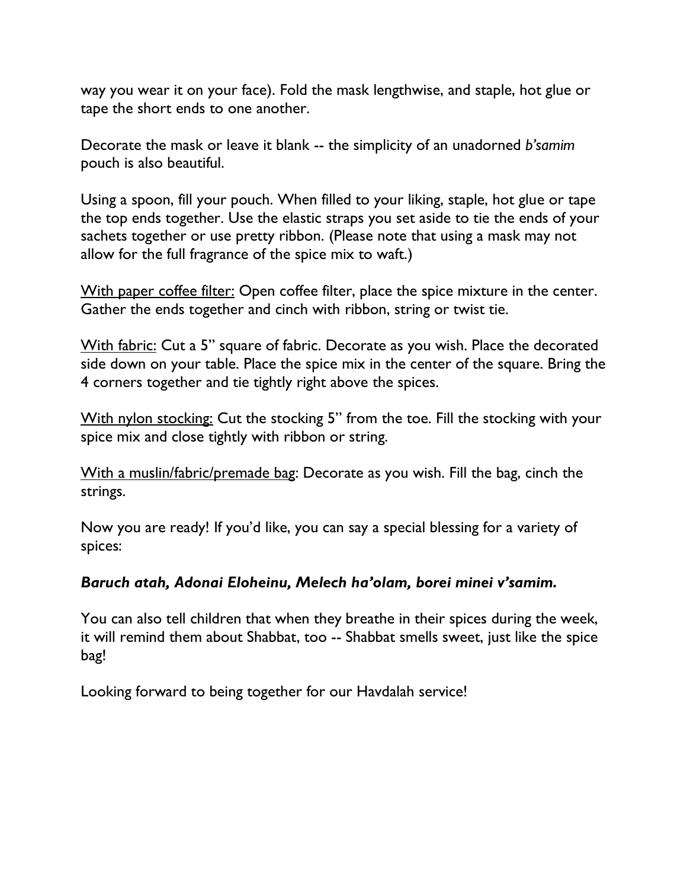way you wear it on your face). Fold the mask lengthwise, and staple, hot glue or tape the short ends to one another.

Decorate the mask or leave it blank -- the simplicity of an unadorned *b'samim* pouch is also beautiful.

Using a spoon, fill your pouch. When filled to your liking, staple, hot glue or tape the top ends together. Use the elastic straps you set aside to tie the ends of your sachets together or use pretty ribbon. (Please note that using a mask may not allow for the full fragrance of the spice mix to waft.)

<u>With paper coffee filter:</u> Open coffee filter, place the spice mixture in the center. Gather the ends together and cinch with ribbon, string or twist tie.

<u>With fabric:</u> Cut a 5" square of fabric. Decorate as you wish. Place the decorated side down on your table. Place the spice mix in the center of the square. Bring the 4 corners together and tie tightly right above the spices.

<u>With nylon stocking:</u> Cut the stocking 5" from the toe. Fill the stocking with your spice mix and close tightly with ribbon or string.

<u>With a muslin/fabric/premade bag</u>: Decorate as you wish. Fill the bag, cinch the strings.

Now you are ready! If you'd like, you can say a special blessing for a variety of spices:

***Baruch atah, Adonai Eloheinu, Melech ha'olam, borei minei v'samim.***

You can also tell children that when they breathe in their spices during the week, it will remind them about Shabbat, too -- Shabbat smells sweet, just like the spice bag!

Looking forward to being together for our Havdalah service!